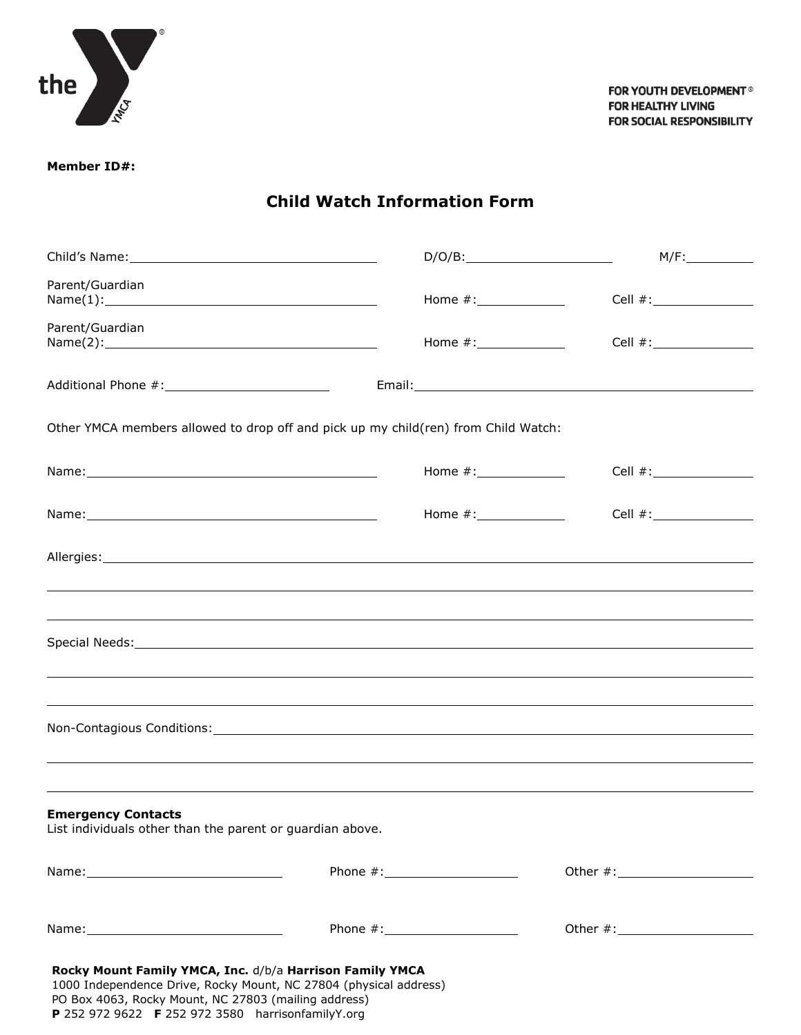FOR YOUTH DEVELOPMENT®
FOR HEALTHY LIVING
FOR SOCIAL RESPONSIBILITY

**Member ID#:**

# Child Watch Information Form

Child's Name: ______________________ D/O/B: ______________ M/F: ________

Parent/Guardian Name(1): ______________________ Home #: __________ Cell #: __________

Parent/Guardian Name(2): ______________________ Home #: __________ Cell #: __________

Additional Phone #: ______________ Email: ______________________

Other YMCA members allowed to drop off and pick up my child(ren) from Child Watch:

Name: ______________________ Home #: __________ Cell #: __________

Name: ______________________ Home #: __________ Cell #: __________

Allergies: ____________________________________________

____________________________________________

____________________________________________

Special Needs: ____________________________________________

____________________________________________

____________________________________________

Non-Contagious Conditions: ____________________________________________

____________________________________________

____________________________________________

**Emergency Contacts**
List individuals other than the parent or guardian above.

Name: ______________________ Phone #: ______________ Other #: ______________

Name: ______________________ Phone #: ______________ Other #: ______________

**Rocky Mount Family YMCA, Inc.** d/b/a **Harrison Family YMCA**
1000 Independence Drive, Rocky Mount, NC 27804 (physical address)
PO Box 4063, Rocky Mount, NC 27803 (mailing address)
**P** 252 972 9622 **F** 252 972 3580 harrisonfamilyY.org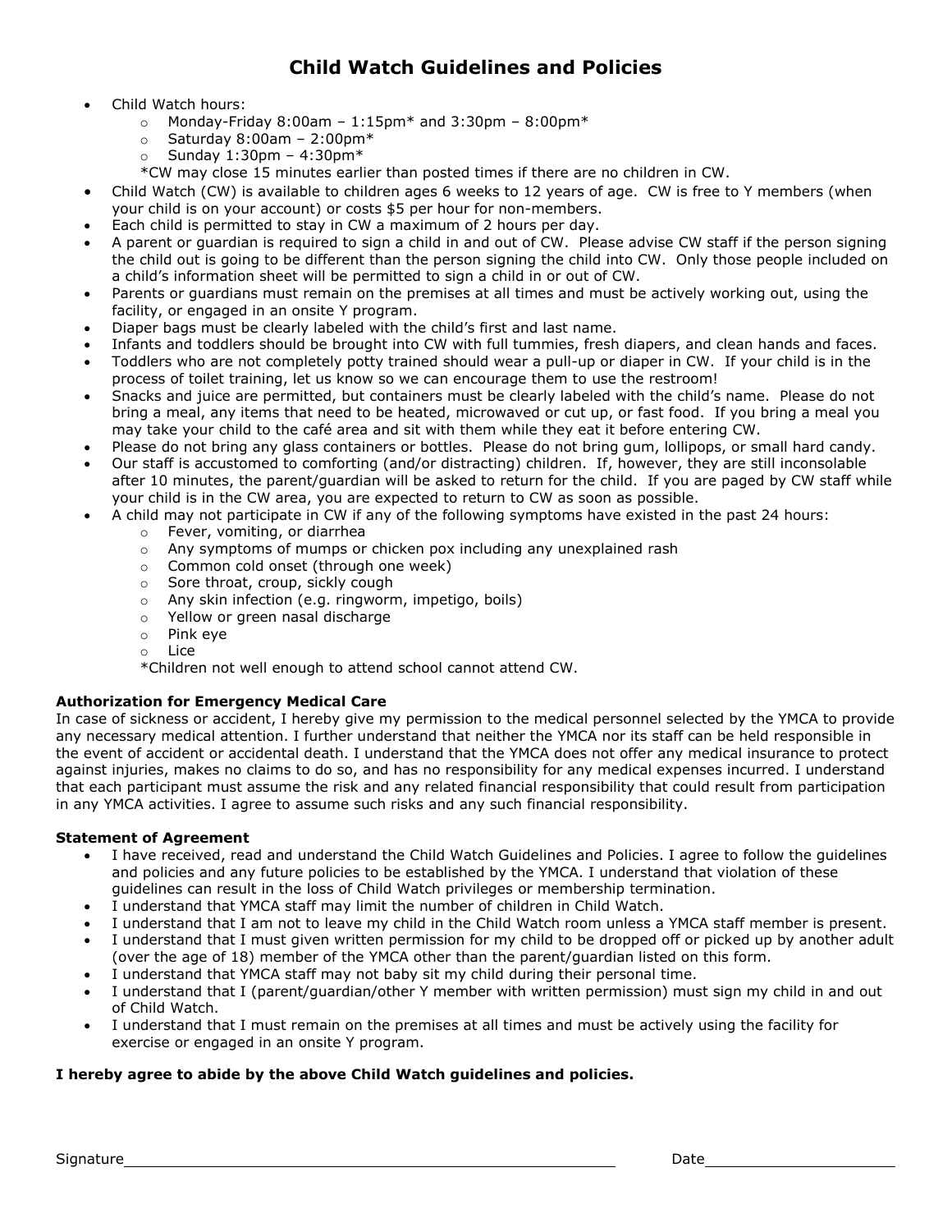# Child Watch Guidelines and Policies

- Child Watch hours:
  - Monday-Friday 8:00am – 1:15pm* and 3:30pm – 8:00pm*
  - Saturday 8:00am – 2:00pm*
  - Sunday 1:30pm – 4:30pm*

  *CW may close 15 minutes earlier than posted times if there are no children in CW.
- Child Watch (CW) is available to children ages 6 weeks to 12 years of age. CW is free to Y members (when your child is on your account) or costs $5 per hour for non-members.
- Each child is permitted to stay in CW a maximum of 2 hours per day.
- A parent or guardian is required to sign a child in and out of CW. Please advise CW staff if the person signing the child out is going to be different than the person signing the child into CW. Only those people included on a child's information sheet will be permitted to sign a child in or out of CW.
- Parents or guardians must remain on the premises at all times and must be actively working out, using the facility, or engaged in an onsite Y program.
- Diaper bags must be clearly labeled with the child's first and last name.
- Infants and toddlers should be brought into CW with full tummies, fresh diapers, and clean hands and faces.
- Toddlers who are not completely potty trained should wear a pull-up or diaper in CW. If your child is in the process of toilet training, let us know so we can encourage them to use the restroom!
- Snacks and juice are permitted, but containers must be clearly labeled with the child's name. Please do not bring a meal, any items that need to be heated, microwaved or cut up, or fast food. If you bring a meal you may take your child to the café area and sit with them while they eat it before entering CW.
- Please do not bring any glass containers or bottles. Please do not bring gum, lollipops, or small hard candy.
- Our staff is accustomed to comforting (and/or distracting) children. If, however, they are still inconsolable after 10 minutes, the parent/guardian will be asked to return for the child. If you are paged by CW staff while your child is in the CW area, you are expected to return to CW as soon as possible.
- A child may not participate in CW if any of the following symptoms have existed in the past 24 hours:
  - Fever, vomiting, or diarrhea
  - Any symptoms of mumps or chicken pox including any unexplained rash
  - Common cold onset (through one week)
  - Sore throat, croup, sickly cough
  - Any skin infection (e.g. ringworm, impetigo, boils)
  - Yellow or green nasal discharge
  - Pink eye
  - Lice

  *Children not well enough to attend school cannot attend CW.

**Authorization for Emergency Medical Care**

In case of sickness or accident, I hereby give my permission to the medical personnel selected by the YMCA to provide any necessary medical attention. I further understand that neither the YMCA nor its staff can be held responsible in the event of accident or accidental death. I understand that the YMCA does not offer any medical insurance to protect against injuries, makes no claims to do so, and has no responsibility for any medical expenses incurred. I understand that each participant must assume the risk and any related financial responsibility that could result from participation in any YMCA activities. I agree to assume such risks and any such financial responsibility.

**Statement of Agreement**

- I have received, read and understand the Child Watch Guidelines and Policies. I agree to follow the guidelines and policies and any future policies to be established by the YMCA. I understand that violation of these guidelines can result in the loss of Child Watch privileges or membership termination.
- I understand that YMCA staff may limit the number of children in Child Watch.
- I understand that I am not to leave my child in the Child Watch room unless a YMCA staff member is present.
- I understand that I must given written permission for my child to be dropped off or picked up by another adult (over the age of 18) member of the YMCA other than the parent/guardian listed on this form.
- I understand that YMCA staff may not baby sit my child during their personal time.
- I understand that I (parent/guardian/other Y member with written permission) must sign my child in and out of Child Watch.
- I understand that I must remain on the premises at all times and must be actively using the facility for exercise or engaged in an onsite Y program.

**I hereby agree to abide by the above Child Watch guidelines and policies.**

Signature______________________________ Date______________________